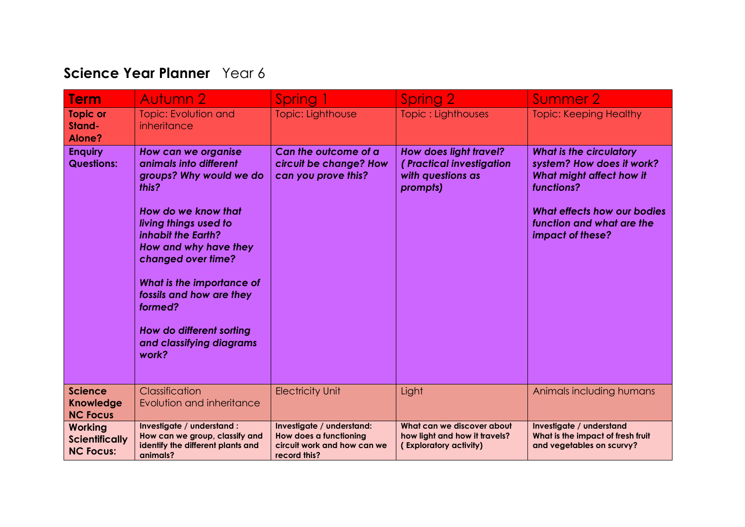## **Science Year Planner** Year 6

| **Term** | Autumn 2 | Spring 1 | Spring 2 | Summer 2 |
|---|---|---|---|---|
| **Topic or Stand-Alone?** | Topic: Evolution and inheritance | Topic: Lighthouse | Topic : Lighthouses | Topic: Keeping Healthy |
| **Enquiry Questions:** | ***How can we organise animals into different groups? Why would we do this?***<br><br>***How do we know that living things used to inhabit the Earth?***<br>***How and why have they changed over time?***<br><br>***What is the importance of fossils and how are they formed?***<br><br>***How do different sorting and classifying diagrams work?*** | ***Can the outcome of a circuit be change? How can you prove this?*** | ***How does light travel? ( Practical investigation with questions as prompts)*** | ***What is the circulatory system? How does it work? What might affect how it functions?***<br><br>***What effects how our bodies function and what are the impact of these?*** |
| **Science Knowledge NC Focus** | Classification<br>Evolution and inheritance | Electricity Unit | Light | Animals including humans |
| **Working Scientifically NC Focus:** | **Investigate / understand : How can we group, classify and identify the different plants and animals?** | **Investigate / understand: How does a functioning circuit work and how can we record this?** | **What can we discover about how light and how it travels? ( Exploratory activity)** | **Investigate / understand What is the impact of fresh fruit and vegetables on scurvy?** |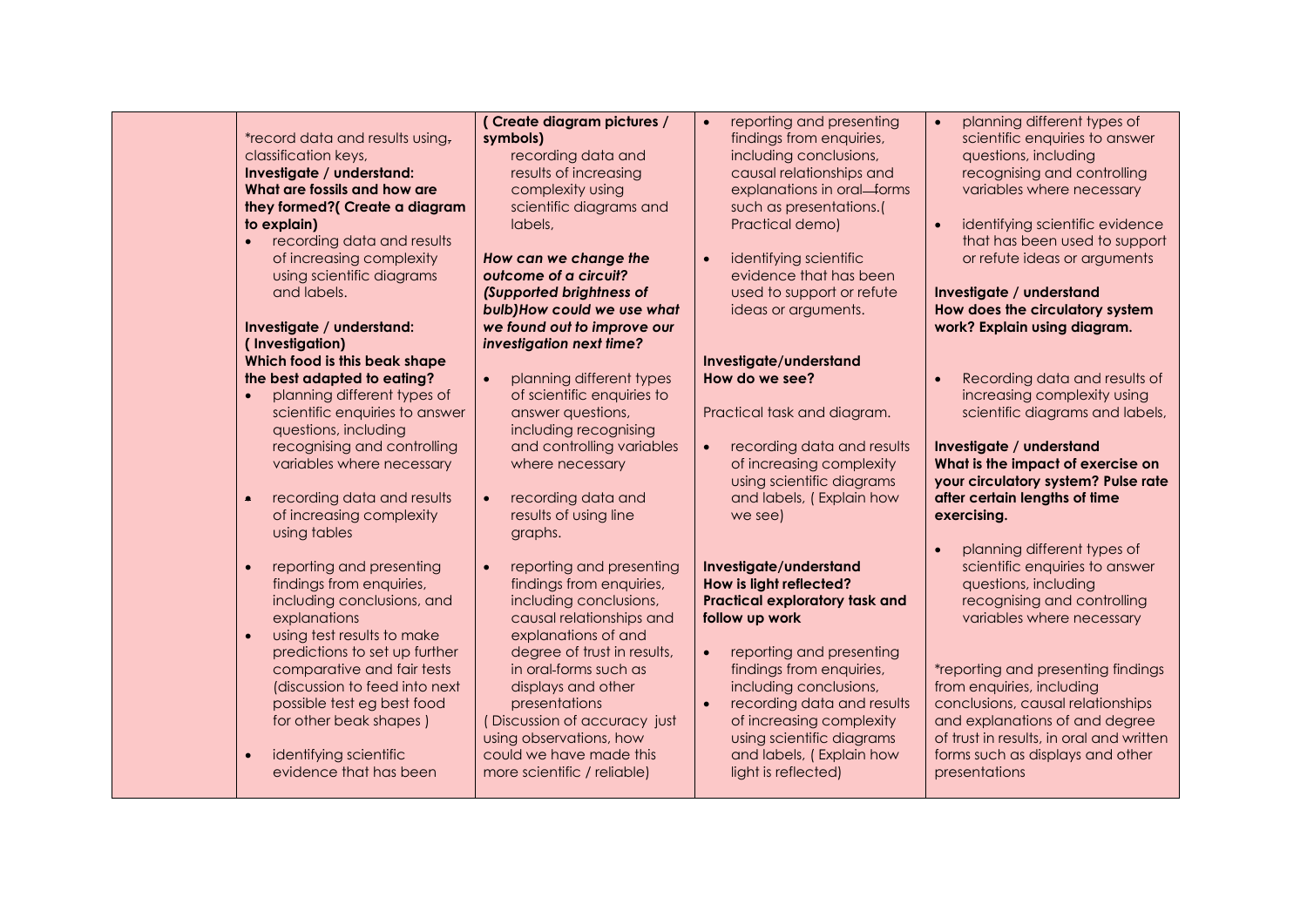| | | | | |
|---|---|---|---|---|
| | *record data and results using, classification keys,<br>**Investigate / understand: What are fossils and how are they formed?( Create a diagram to explain)**<br>• recording data and results of increasing complexity using scientific diagrams and labels.<br><br>**Investigate / understand: ( Investigation) Which food is this beak shape the best adapted to eating?**<br>• planning different types of scientific enquiries to answer questions, including recognising and controlling variables where necessary<br><br>• recording data and results of increasing complexity using tables<br><br>• reporting and presenting findings from enquiries, including conclusions, and explanations<br>• using test results to make predictions to set up further comparative and fair tests (discussion to feed into next possible test eg best food for other beak shapes )<br><br>• identifying scientific evidence that has been | **( Create diagram pictures / symbols)**<br>recording data and results of increasing complexity using scientific diagrams and labels,<br><br>***How can we change the outcome of a circuit? (Supported brightness of bulb)How could we use what we found out to improve our investigation next time?***<br><br>• planning different types of scientific enquiries to answer questions, including recognising and controlling variables where necessary<br><br>• recording data and results of using line graphs.<br><br>• reporting and presenting findings from enquiries, including conclusions, causal relationships and explanations of and degree of trust in results, in oral-forms such as displays and other presentations<br>( Discussion of accuracy just using observations, how could we have made this more scientific / reliable) | • reporting and presenting findings from enquiries, including conclusions, causal relationships and explanations in oral forms such as presentations.( Practical demo)<br><br>• identifying scientific evidence that has been used to support or refute ideas or arguments.<br><br>**Investigate/understand How do we see?**<br><br>Practical task and diagram.<br><br>• recording data and results of increasing complexity using scientific diagrams and labels, ( Explain how we see)<br><br>**Investigate/understand How is light reflected? Practical exploratory task and follow up work**<br><br>• reporting and presenting findings from enquiries, including conclusions,<br>• recording data and results of increasing complexity using scientific diagrams and labels, ( Explain how light is reflected) | • planning different types of scientific enquiries to answer questions, including recognising and controlling variables where necessary<br><br>• identifying scientific evidence that has been used to support or refute ideas or arguments<br><br>**Investigate / understand How does the circulatory system work? Explain using diagram.**<br><br>• Recording data and results of increasing complexity using scientific diagrams and labels,<br><br>**Investigate / understand What is the impact of exercise on your circulatory system? Pulse rate after certain lengths of time exercising.**<br><br>• planning different types of scientific enquiries to answer questions, including recognising and controlling variables where necessary<br><br>*reporting and presenting findings from enquiries, including conclusions, causal relationships and explanations of and degree of trust in results, in oral and written forms such as displays and other presentations |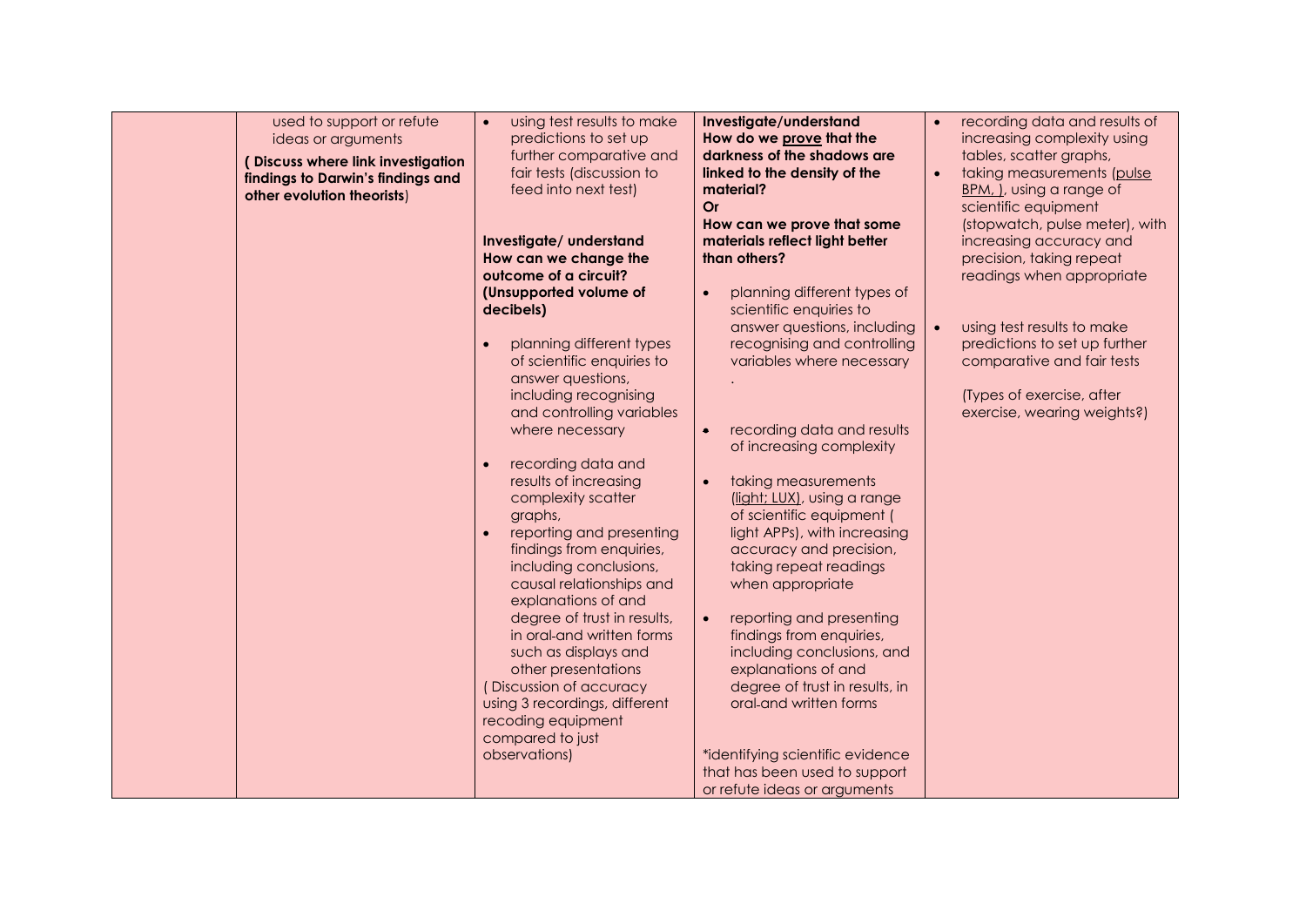| | | | | |
|---|---|---|---|---|
| | used to support or refute ideas or arguments<br>**( Discuss where link investigation findings to Darwin's findings and other evolution theorists**) | • using test results to make predictions to set up further comparative and fair tests (discussion to feed into next test)<br><br>**Investigate/ understand How can we change the outcome of a circuit? (Unsupported volume of decibels)**<br><br>• planning different types of scientific enquiries to answer questions, including recognising and controlling variables where necessary<br><br>• recording data and results of increasing complexity scatter graphs,<br>• reporting and presenting findings from enquiries, including conclusions, causal relationships and explanations of and degree of trust in results, in oral-and written forms such as displays and other presentations<br>( Discussion of accuracy using 3 recordings, different recoding equipment compared to just observations) | **Investigate/understand How do we <u>prove</u> that the darkness of the shadows are linked to the density of the material? Or How can we prove that some materials reflect light better than others?**<br><br>• planning different types of scientific enquiries to answer questions, including recognising and controlling variables where necessary<br>.<br><br>• recording data and results of increasing complexity<br><br>• taking measurements (<u>light; LUX)</u>, using a range of scientific equipment ( light APPs), with increasing accuracy and precision, taking repeat readings when appropriate<br><br>• reporting and presenting findings from enquiries, including conclusions, and explanations of and degree of trust in results, in oral-and written forms<br><br>*identifying scientific evidence that has been used to support or refute ideas or arguments | • recording data and results of increasing complexity using tables, scatter graphs,<br>• taking measurements (<u>pulse BPM, )</u>, using a range of scientific equipment (stopwatch, pulse meter), with increasing accuracy and precision, taking repeat readings when appropriate<br><br>• using test results to make predictions to set up further comparative and fair tests<br><br>(Types of exercise, after exercise, wearing weights?) |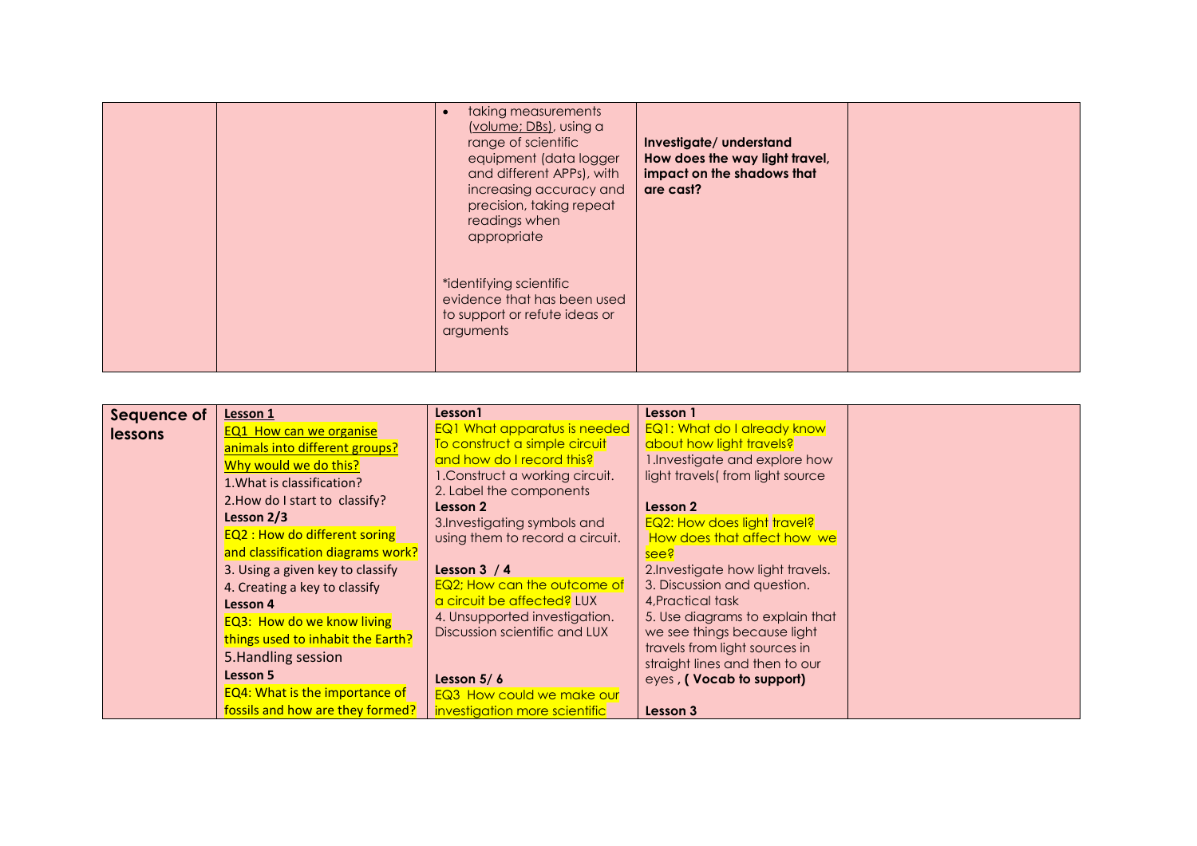| | | | | |
|---|---|---|---|---|
| | | • taking measurements (volume; DBs), using a range of scientific equipment (data logger and different APPs), with increasing accuracy and precision, taking repeat readings when appropriate<br><br>*identifying scientific evidence that has been used to support or refute ideas or arguments | **Investigate/ understand How does the way light travel, impact on the shadows that are cast?** | |

| | | | | |
|---|---|---|---|---|
| **Sequence of lessons** | **Lesson 1**<br>EQ1 How can we organise animals into different groups? Why would we do this?<br>1.What is classification?<br>2.How do I start to classify?<br>**Lesson 2/3**<br>EQ2 : How do different soring and classification diagrams work?<br>3. Using a given key to classify<br>4. Creating a key to classify<br>**Lesson 4**<br>EQ3: How do we know living things used to inhabit the Earth?<br>5.Handling session<br>**Lesson 5**<br>EQ4: What is the importance of fossils and how are they formed? | **Lesson1**<br>EQ1 What apparatus is needed To construct a simple circuit and how do I record this?<br>1.Construct a working circuit.<br>2. Label the components<br>**Lesson 2**<br>3.Investigating symbols and using them to record a circuit.<br><br>**Lesson 3 / 4**<br>EQ2; How can the outcome of a circuit be affected? LUX<br>4. Unsupported investigation. Discussion scientific and LUX<br><br>**Lesson 5/ 6**<br>EQ3 How could we make our investigation more scientific | **Lesson 1**<br>EQ1: What do I already know about how light travels?<br>1.Investigate and explore how light travels( from light source<br><br>**Lesson 2**<br>EQ2: How does light travel? How does that affect how we see?<br>2.Investigate how light travels.<br>3. Discussion and question.<br>4,Practical task<br>5. Use diagrams to explain that we see things because light travels from light sources in straight lines and then to our eyes **, ( Vocab to support)**<br><br>**Lesson 3** | |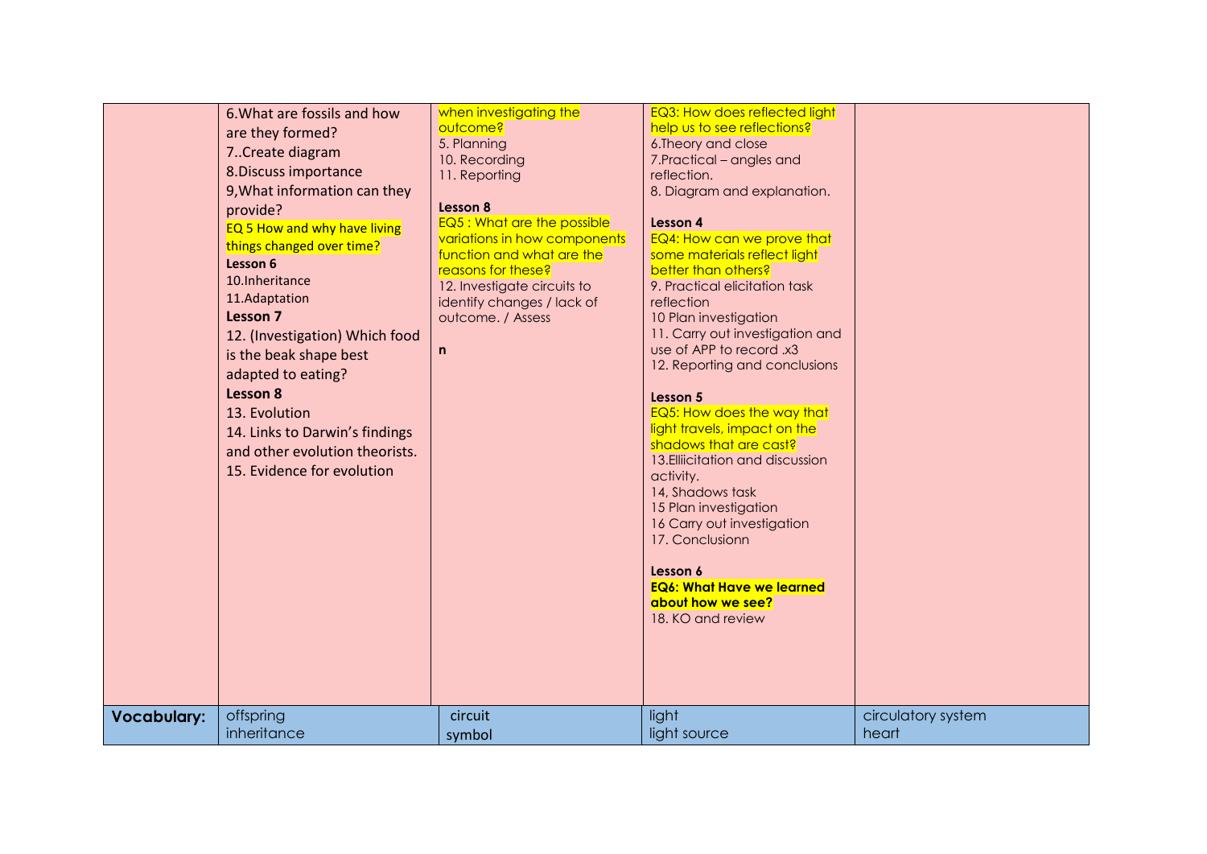| | | | | |
|---|---|---|---|---|
| | 6.What are fossils and how are they formed?<br>7..Create diagram<br>8.Discuss importance<br>9,What information can they provide?<br>EQ 5 How and why have living things changed over time?<br>**Lesson 6**<br>10.Inheritance<br>11.Adaptation<br>**Lesson 7**<br>12. (Investigation) Which food is the beak shape best adapted to eating?<br>**Lesson 8**<br>13. Evolution<br>14. Links to Darwin's findings and other evolution theorists.<br>15. Evidence for evolution | when investigating the outcome?<br>5. Planning<br>10. Recording<br>11. Reporting<br><br>**Lesson 8**<br>EQ5 : What are the possible variations in how components function and what are the reasons for these?<br>12. Investigate circuits to identify changes / lack of outcome. / Assess<br><br>n | EQ3: How does reflected light help us to see reflections?<br>6.Theory and close<br>7.Practical – angles and reflection.<br>8. Diagram and explanation.<br><br>**Lesson 4**<br>EQ4: How can we prove that some materials reflect light better than others?<br>9. Practical elicitation task reflection<br>10 Plan investigation<br>11. Carry out investigation and use of APP to record .x3<br>12. Reporting and conclusions<br><br>**Lesson 5**<br>EQ5: How does the way that light travels, impact on the shadows that are cast?<br>13.Elliicitation and discussion activity.<br>14. Shadows task<br>15 Plan investigation<br>16 Carry out investigation<br>17. Conclusionn<br><br>**Lesson 6**<br>**EQ6: What Have we learned about how we see?**<br>18. KO and review | |
| **Vocabulary:** | offspring<br>inheritance | circuit<br>symbol | light<br>light source | circulatory system<br>heart |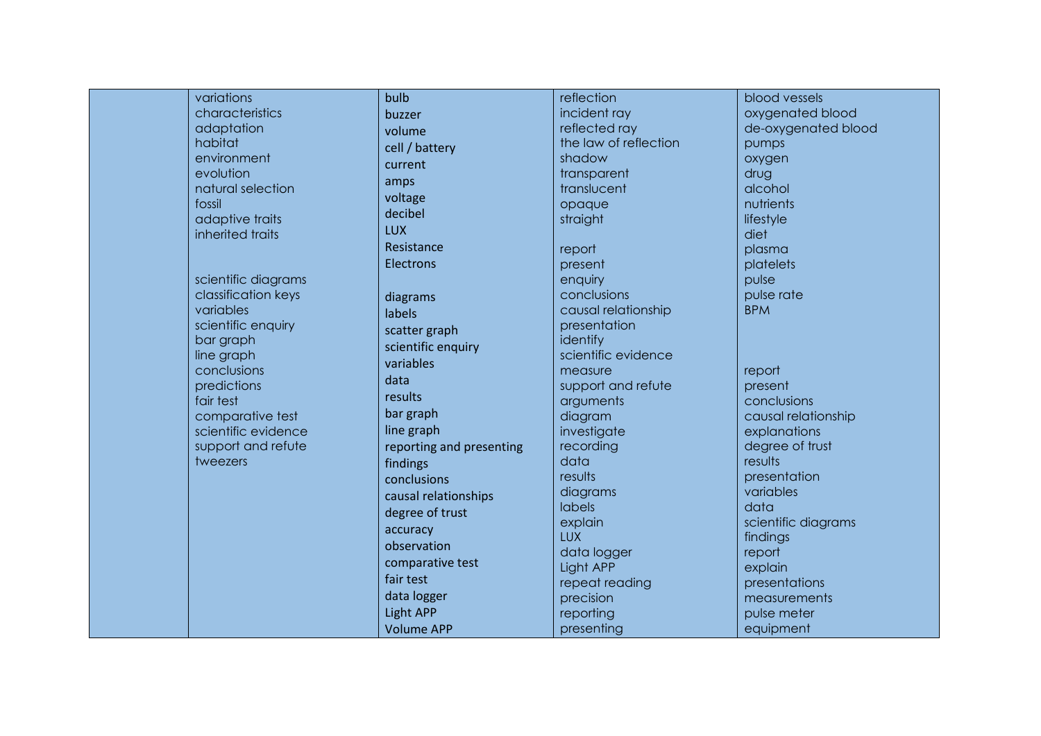| | | | | |
|---|---|---|---|---|
| | variations<br>characteristics<br>adaptation<br>habitat<br>environment<br>evolution<br>natural selection<br>fossil<br>adaptive traits<br>inherited traits<br><br>scientific diagrams<br>classification keys<br>variables<br>scientific enquiry<br>bar graph<br>line graph<br>conclusions<br>predictions<br>fair test<br>comparative test<br>scientific evidence<br>support and refute<br>tweezers | bulb<br>buzzer<br>volume<br>cell / battery<br>current<br>amps<br>voltage<br>decibel<br>LUX<br>Resistance<br>Electrons<br><br>diagrams<br>labels<br>scatter graph<br>scientific enquiry<br>variables<br>data<br>results<br>bar graph<br>line graph<br>reporting and presenting<br>findings<br>conclusions<br>causal relationships<br>degree of trust<br>accuracy<br>observation<br>comparative test<br>fair test<br>data logger<br>Light APP<br>Volume APP | reflection<br>incident ray<br>reflected ray<br>the law of reflection<br>shadow<br>transparent<br>translucent<br>opaque<br>straight<br><br>report<br>present<br>enquiry<br>conclusions<br>causal relationship<br>presentation<br>identify<br>scientific evidence<br>measure<br>support and refute<br>arguments<br>diagram<br>investigate<br>recording<br>data<br>results<br>diagrams<br>labels<br>explain<br>LUX<br>data logger<br>Light APP<br>repeat reading<br>precision<br>reporting<br>presenting | blood vessels<br>oxygenated blood<br>de-oxygenated blood<br>pumps<br>oxygen<br>drug<br>alcohol<br>nutrients<br>lifestyle<br>diet<br>plasma<br>platelets<br>pulse<br>pulse rate<br>BPM<br><br>report<br>present<br>conclusions<br>causal relationship<br>explanations<br>degree of trust<br>results<br>presentation<br>variables<br>data<br>scientific diagrams<br>findings<br>report<br>explain<br>presentations<br>measurements<br>pulse meter<br>equipment |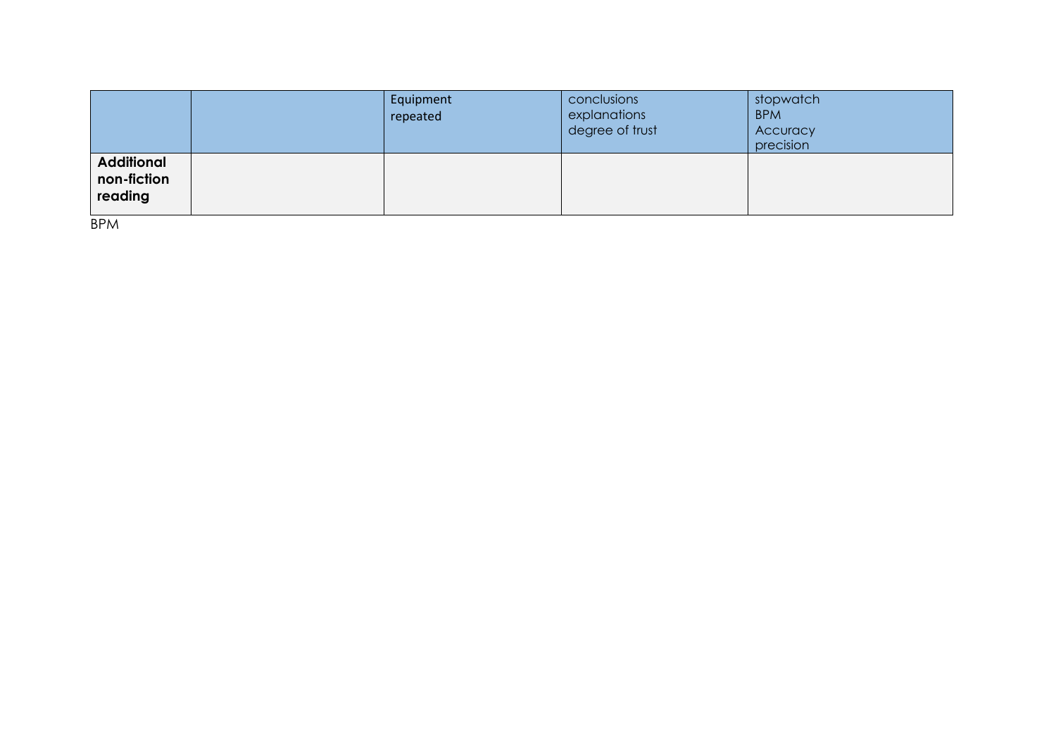| | | | | |
|---|---|---|---|---|
| | | Equipment<br>repeated | conclusions<br>explanations<br>degree of trust | stopwatch<br>BPM<br>Accuracy<br>precision |
| **Additional non-fiction reading** | | | | |

BPM